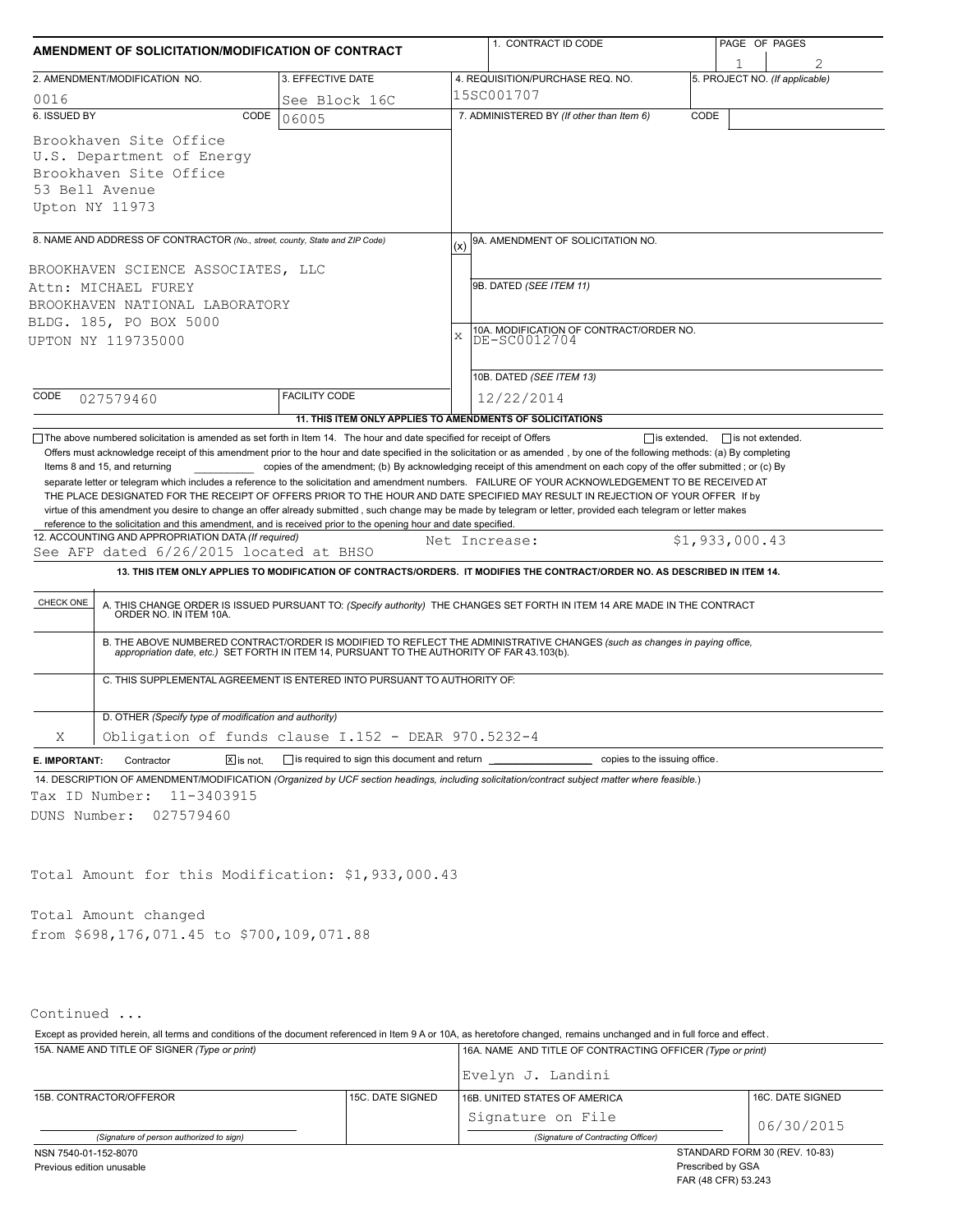# AMENDMENT OF SOLICITATION/MODIFICATION OF CONTRACT

| 1. CONTRACT ID CODE | PAGE OF PAGES |
|---|---|
| | 1 / 2 |

| 2. AMENDMENT/MODIFICATION NO. | 3. EFFECTIVE DATE | 4. REQUISITION/PURCHASE REQ. NO. | 5. PROJECT NO. (If applicable) |
|---|---|---|---|
| 0016 | See Block 16C | 15SC001707 | |

**6. ISSUED BY** CODE 06005

Brookhaven Site Office
U.S. Department of Energy
Brookhaven Site Office
53 Bell Avenue
Upton NY 11973

**7. ADMINISTERED BY** *(If other than Item 6)* CODE

**8. NAME AND ADDRESS OF CONTRACTOR** *(No., street, county, State and ZIP Code)*

BROOKHAVEN SCIENCE ASSOCIATES, LLC
Attn: MICHAEL FUREY
BROOKHAVEN NATIONAL LABORATORY
BLDG. 185, PO BOX 5000
UPTON NY 119735000

CODE 027579460 FACILITY CODE

(x) 9A. AMENDMENT OF SOLICITATION NO.

9B. DATED *(SEE ITEM 11)*

X 10A. MODIFICATION OF CONTRACT/ORDER NO.
DE-SC0012704

10B. DATED *(SEE ITEM 13)*
12/22/2014

**11. THIS ITEM ONLY APPLIES TO AMENDMENTS OF SOLICITATIONS**

☐ The above numbered solicitation is amended as set forth in Item 14. The hour and date specified for receipt of Offers ☐ is extended, ☐ is not extended.

Offers must acknowledge receipt of this amendment prior to the hour and date specified in the solicitation or as amended , by one of the following methods: (a) By completing Items 8 and 15, and returning ________ copies of the amendment; (b) By acknowledging receipt of this amendment on each copy of the offer submitted ; or (c) By separate letter or telegram which includes a reference to the solicitation and amendment numbers. FAILURE OF YOUR ACKNOWLEDGEMENT TO BE RECEIVED AT THE PLACE DESIGNATED FOR THE RECEIPT OF OFFERS PRIOR TO THE HOUR AND DATE SPECIFIED MAY RESULT IN REJECTION OF YOUR OFFER If by virtue of this amendment you desire to change an offer already submitted , such change may be made by telegram or letter, provided each telegram or letter makes reference to the solicitation and this amendment, and is received prior to the opening hour and date specified.

**12. ACCOUNTING AND APPROPRIATION DATA** *(If required)*
See AFP dated 6/26/2015 located at BHSO    Net Increase:    $1,933,000.43

**13. THIS ITEM ONLY APPLIES TO MODIFICATION OF CONTRACTS/ORDERS. IT MODIFIES THE CONTRACT/ORDER NO. AS DESCRIBED IN ITEM 14.**

| CHECK ONE | |
|---|---|
| | A. THIS CHANGE ORDER IS ISSUED PURSUANT TO: *(Specify authority)* THE CHANGES SET FORTH IN ITEM 14 ARE MADE IN THE CONTRACT ORDER NO. IN ITEM 10A. |
| | B. THE ABOVE NUMBERED CONTRACT/ORDER IS MODIFIED TO REFLECT THE ADMINISTRATIVE CHANGES *(such as changes in paying office, appropriation date, etc.)* SET FORTH IN ITEM 14, PURSUANT TO THE AUTHORITY OF FAR 43.103(b). |
| | C. THIS SUPPLEMENTAL AGREEMENT IS ENTERED INTO PURSUANT TO AUTHORITY OF: |
| X | D. OTHER *(Specify type of modification and authority)* Obligation of funds clause I.152 - DEAR 970.5232-4 |

**E. IMPORTANT:** Contractor ☒ is not, ☐ is required to sign this document and return ________ copies to the issuing office.

**14. DESCRIPTION OF AMENDMENT/MODIFICATION** *(Organized by UCF section headings, including solicitation/contract subject matter where feasible.)*

Tax ID Number: 11-3403915
DUNS Number: 027579460

Total Amount for this Modification: $1,933,000.43

Total Amount changed
from $698,176,071.45 to $700,109,071.88

Continued ...

Except as provided herein, all terms and conditions of the document referenced in Item 9 A or 10A, as heretofore changed, remains unchanged and in full force and effect.

| 15A. NAME AND TITLE OF SIGNER (Type or print) | | 16A. NAME AND TITLE OF CONTRACTING OFFICER (Type or print) | |
|---|---|---|---|
| | | Evelyn J. Landini | |
| 15B. CONTRACTOR/OFFEROR | 15C. DATE SIGNED | 16B. UNITED STATES OF AMERICA | 16C. DATE SIGNED |
| *(Signature of person authorized to sign)* | | Signature on File *(Signature of Contracting Officer)* | 06/30/2015 |

NSN 7540-01-152-8070
Previous edition unusable

STANDARD FORM 30 (REV. 10-83)
Prescribed by GSA
FAR (48 CFR) 53.243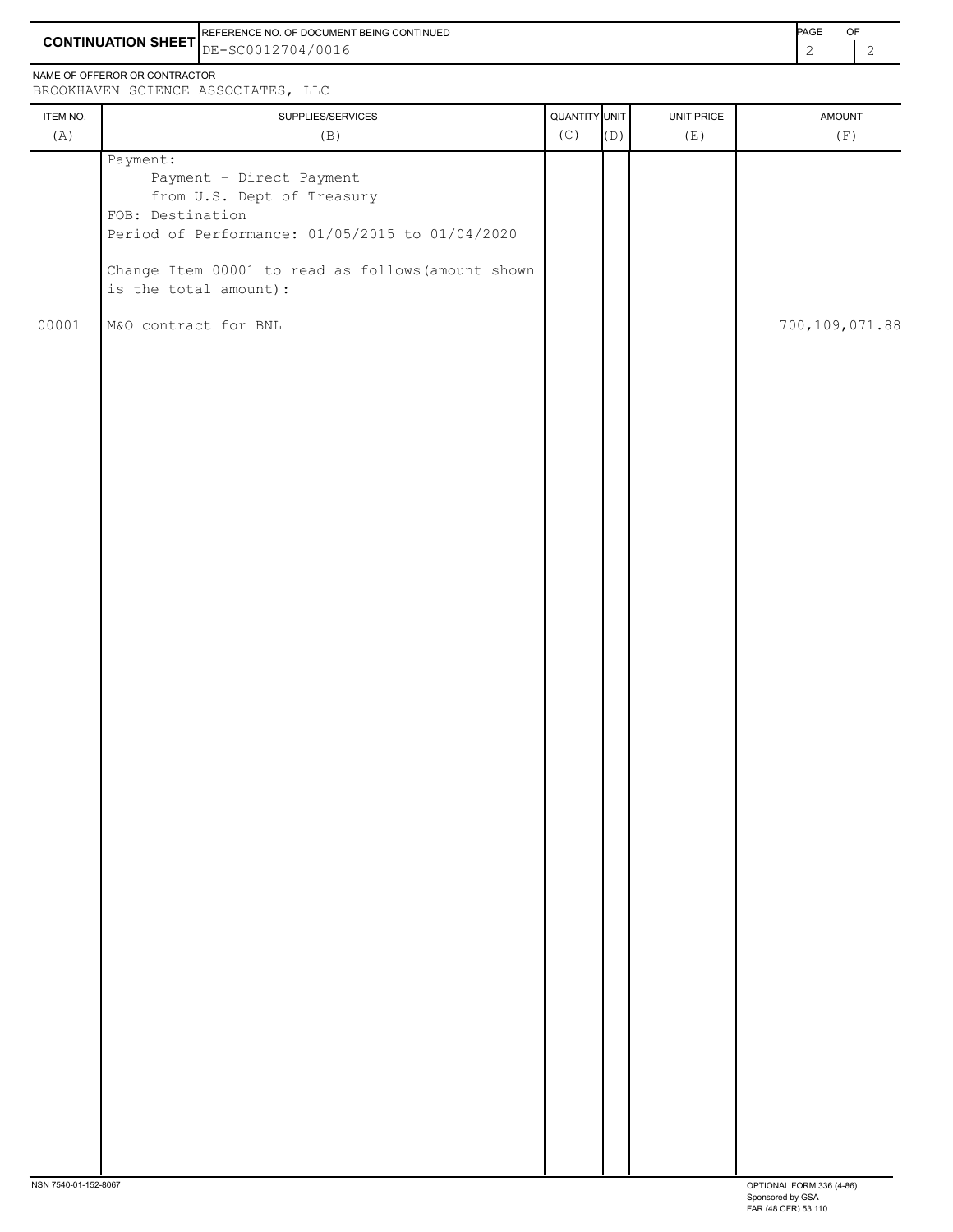**CONTINUATION SHEET**

REFERENCE NO. OF DOCUMENT BEING CONTINUED
DE-SC0012704/0016

NAME OF OFFEROR OR CONTRACTOR
BROOKHAVEN SCIENCE ASSOCIATES, LLC

| ITEM NO. (A) | SUPPLIES/SERVICES (B) | QUANTITY (C) | UNIT (D) | UNIT PRICE (E) | AMOUNT (F) |
|---|---|---|---|---|---|
| | Payment:<br>Payment - Direct Payment<br>from U.S. Dept of Treasury<br>FOB: Destination<br>Period of Performance: 01/05/2015 to 01/04/2020<br><br>Change Item 00001 to read as follows(amount shown is the total amount): | | | | |
| 00001 | M&O contract for BNL | | | | 700,109,071.88 |

NSN 7540-01-152-8067

OPTIONAL FORM 336 (4-86)
Sponsored by GSA
FAR (48 CFR) 53.110